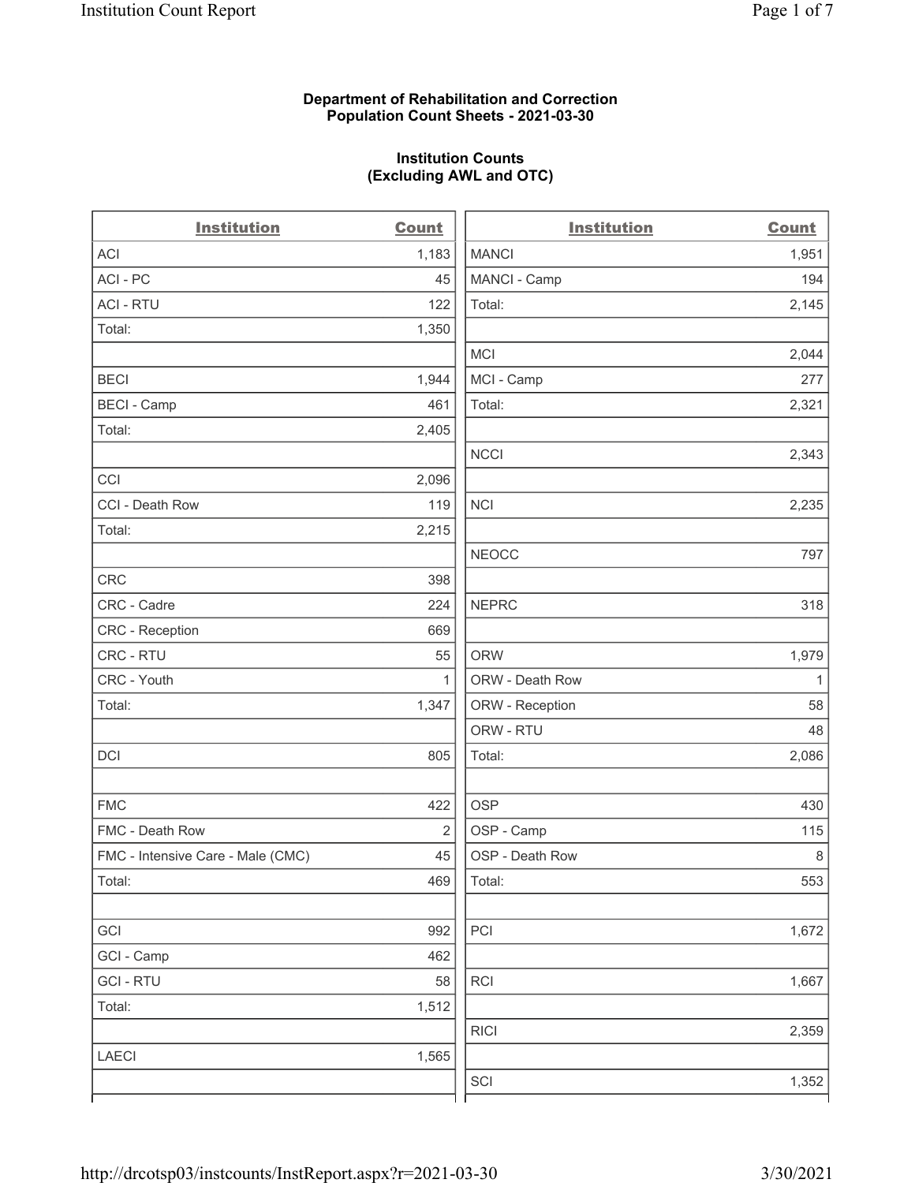**Department of Rehabilitation and Correction**
**Population Count Sheets - 2021-03-30**

**Institution Counts**
**(Excluding AWL and OTC)**

| Institution | Count |
|---|---|
| ACI | 1,183 |
| ACI - PC | 45 |
| ACI - RTU | 122 |
| Total: | 1,350 |
| | |
| BECI | 1,944 |
| BECI - Camp | 461 |
| Total: | 2,405 |
| | |
| CCI | 2,096 |
| CCI - Death Row | 119 |
| Total: | 2,215 |
| | |
| CRC | 398 |
| CRC - Cadre | 224 |
| CRC - Reception | 669 |
| CRC - RTU | 55 |
| CRC - Youth | 1 |
| Total: | 1,347 |
| | |
| DCI | 805 |
| | |
| FMC | 422 |
| FMC - Death Row | 2 |
| FMC - Intensive Care - Male (CMC) | 45 |
| Total: | 469 |
| | |
| GCI | 992 |
| GCI - Camp | 462 |
| GCI - RTU | 58 |
| Total: | 1,512 |
| | |
| LAECI | 1,565 |
| | |

| Institution | Count |
|---|---|
| MANCI | 1,951 |
| MANCI - Camp | 194 |
| Total: | 2,145 |
| | |
| MCI | 2,044 |
| MCI - Camp | 277 |
| Total: | 2,321 |
| | |
| NCCI | 2,343 |
| | |
| NCI | 2,235 |
| | |
| NEOCC | 797 |
| | |
| NEPRC | 318 |
| | |
| ORW | 1,979 |
| ORW - Death Row | 1 |
| ORW - Reception | 58 |
| ORW - RTU | 48 |
| Total: | 2,086 |
| | |
| OSP | 430 |
| OSP - Camp | 115 |
| OSP - Death Row | 8 |
| Total: | 553 |
| | |
| PCI | 1,672 |
| | |
| RCI | 1,667 |
| | |
| RICI | 2,359 |
| | |
| SCI | 1,352 |
| | |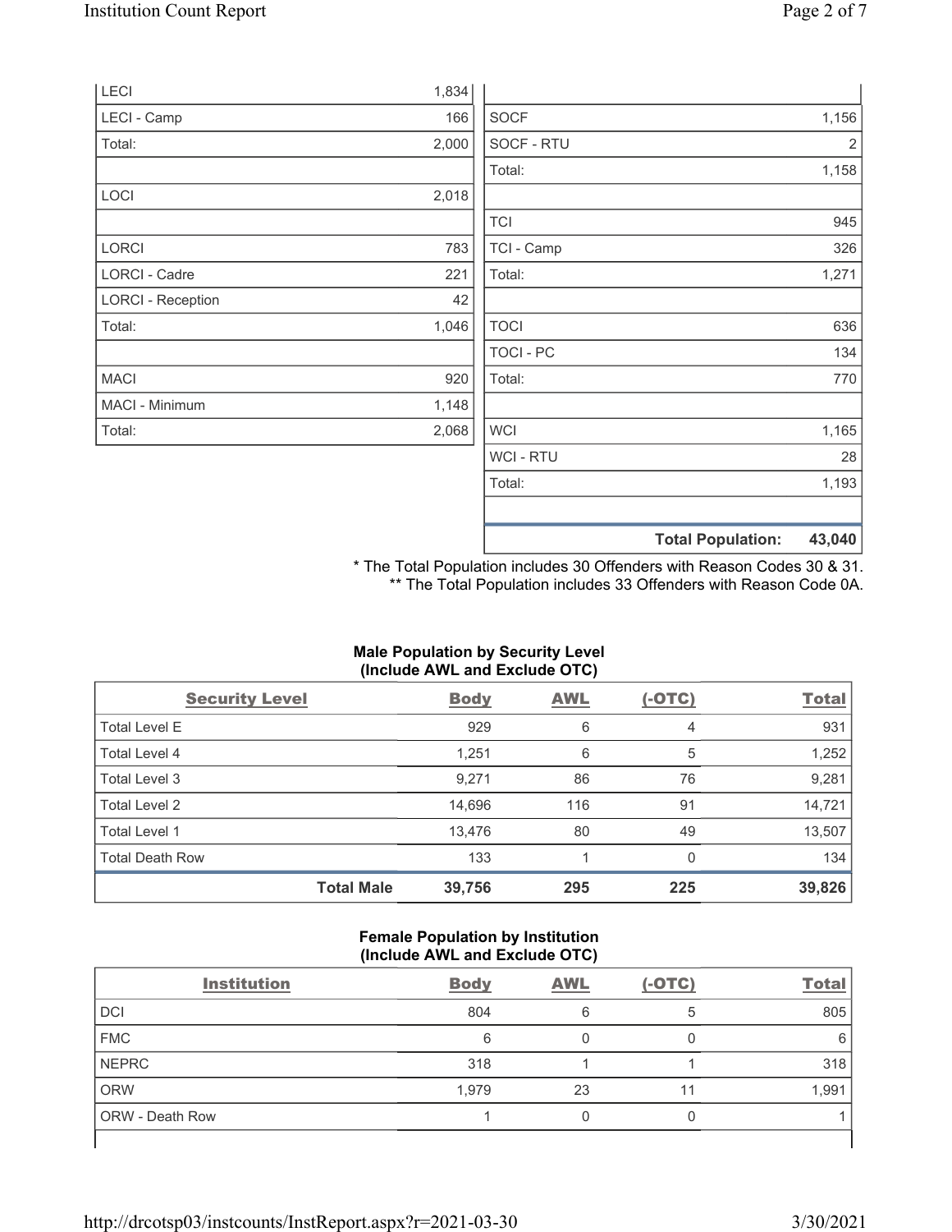| | |
|---|---|
| LECI | 1,834 |
| LECI - Camp | 166 |
| Total: | 2,000 |
| | |
| LOCI | 2,018 |
| | |
| LORCI | 783 |
| LORCI - Cadre | 221 |
| LORCI - Reception | 42 |
| Total: | 1,046 |
| | |
| MACI | 920 |
| MACI - Minimum | 1,148 |
| Total: | 2,068 |

| | |
|---|---|
| | |
| SOCF | 1,156 |
| SOCF - RTU | 2 |
| Total: | 1,158 |
| | |
| TCI | 945 |
| TCI - Camp | 326 |
| Total: | 1,271 |
| | |
| TOCI | 636 |
| TOCI - PC | 134 |
| Total: | 770 |
| | |
| WCI | 1,165 |
| WCI - RTU | 28 |
| Total: | 1,193 |
| | |
| **Total Population:** | **43,040** |

\* The Total Population includes 30 Offenders with Reason Codes 30 & 31.
\*\* The Total Population includes 33 Offenders with Reason Code 0A.

### Male Population by Security Level (Include AWL and Exclude OTC)

| Security Level | Body | AWL | (-OTC) | Total |
|---|---|---|---|---|
| Total Level E | 929 | 6 | 4 | 931 |
| Total Level 4 | 1,251 | 6 | 5 | 1,252 |
| Total Level 3 | 9,271 | 86 | 76 | 9,281 |
| Total Level 2 | 14,696 | 116 | 91 | 14,721 |
| Total Level 1 | 13,476 | 80 | 49 | 13,507 |
| Total Death Row | 133 | 1 | 0 | 134 |
| **Total Male** | **39,756** | **295** | **225** | **39,826** |

### Female Population by Institution (Include AWL and Exclude OTC)

| Institution | Body | AWL | (-OTC) | Total |
|---|---|---|---|---|
| DCI | 804 | 6 | 5 | 805 |
| FMC | 6 | 0 | 0 | 6 |
| NEPRC | 318 | 1 | 1 | 318 |
| ORW | 1,979 | 23 | 11 | 1,991 |
| ORW - Death Row | 1 | 0 | 0 | 1 |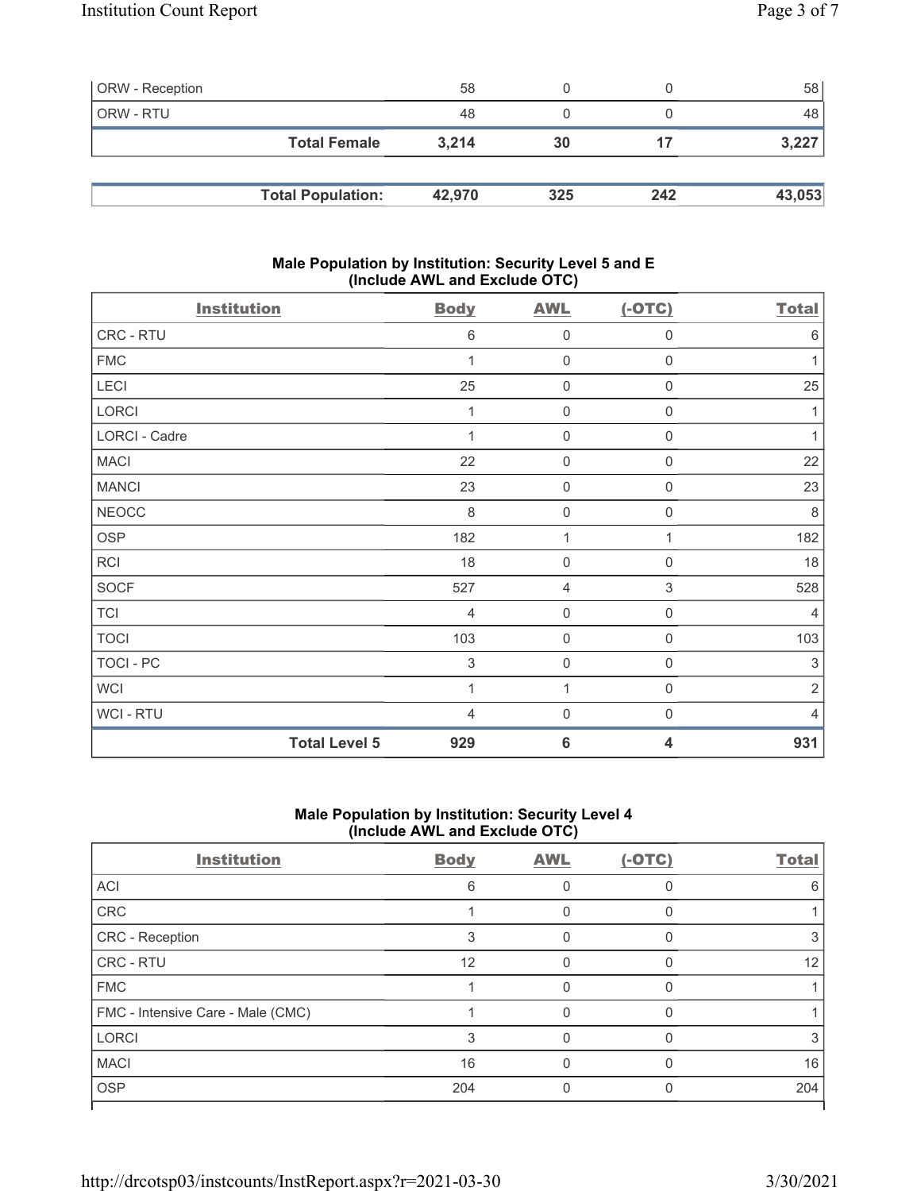| | | | | |
|---|---|---|---|---|
| ORW - Reception | 58 | 0 | 0 | 58 |
| ORW - RTU | 48 | 0 | 0 | 48 |
| **Total Female** | **3,214** | **30** | **17** | **3,227** |

| | | | | |
|---|---|---|---|---|
| **Total Population:** | **42,970** | **325** | **242** | **43,053** |

### Male Population by Institution: Security Level 5 and E (Include AWL and Exclude OTC)

| Institution | Body | AWL | (-OTC) | Total |
|---|---|---|---|---|
| CRC - RTU | 6 | 0 | 0 | 6 |
| FMC | 1 | 0 | 0 | 1 |
| LECI | 25 | 0 | 0 | 25 |
| LORCI | 1 | 0 | 0 | 1 |
| LORCI - Cadre | 1 | 0 | 0 | 1 |
| MACI | 22 | 0 | 0 | 22 |
| MANCI | 23 | 0 | 0 | 23 |
| NEOCC | 8 | 0 | 0 | 8 |
| OSP | 182 | 1 | 1 | 182 |
| RCI | 18 | 0 | 0 | 18 |
| SOCF | 527 | 4 | 3 | 528 |
| TCI | 4 | 0 | 0 | 4 |
| TOCI | 103 | 0 | 0 | 103 |
| TOCI - PC | 3 | 0 | 0 | 3 |
| WCI | 1 | 1 | 0 | 2 |
| WCI - RTU | 4 | 0 | 0 | 4 |
| **Total Level 5** | **929** | **6** | **4** | **931** |

### Male Population by Institution: Security Level 4 (Include AWL and Exclude OTC)

| Institution | Body | AWL | (-OTC) | Total |
|---|---|---|---|---|
| ACI | 6 | 0 | 0 | 6 |
| CRC | 1 | 0 | 0 | 1 |
| CRC - Reception | 3 | 0 | 0 | 3 |
| CRC - RTU | 12 | 0 | 0 | 12 |
| FMC | 1 | 0 | 0 | 1 |
| FMC - Intensive Care - Male (CMC) | 1 | 0 | 0 | 1 |
| LORCI | 3 | 0 | 0 | 3 |
| MACI | 16 | 0 | 0 | 16 |
| OSP | 204 | 0 | 0 | 204 |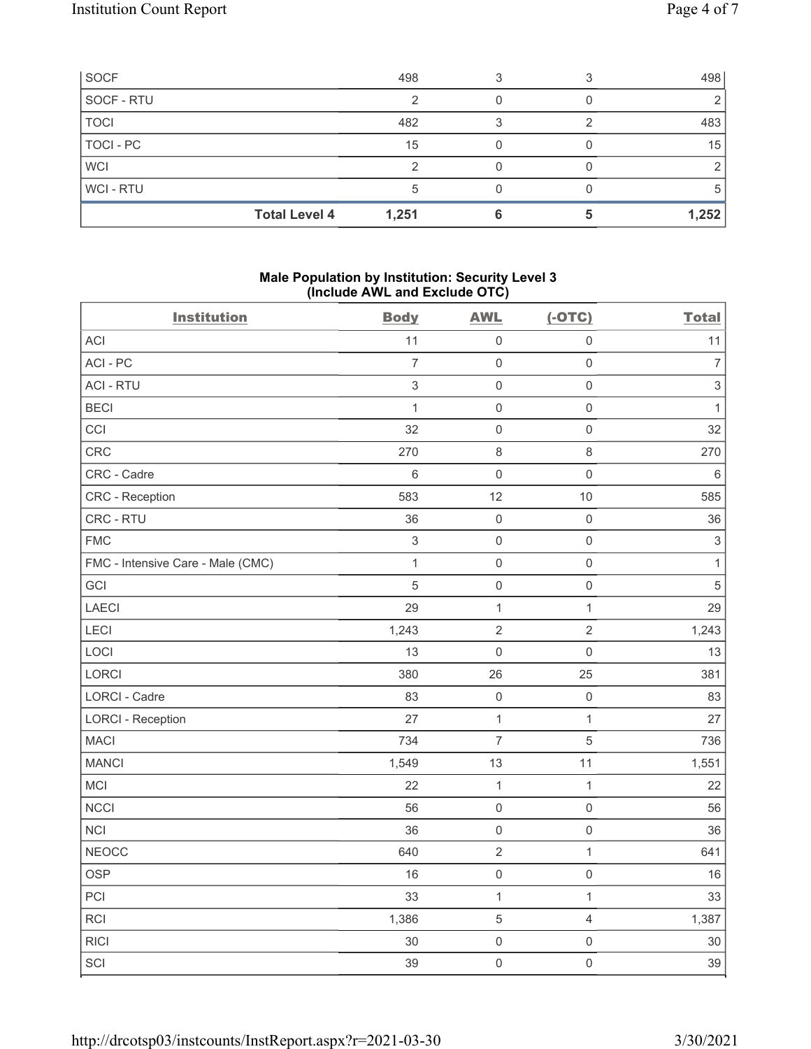| | Body | AWL | (-OTC) | Total |
|---|---|---|---|---|
| SOCF | 498 | 3 | 3 | 498 |
| SOCF - RTU | 2 | 0 | 0 | 2 |
| TOCI | 482 | 3 | 2 | 483 |
| TOCI - PC | 15 | 0 | 0 | 15 |
| WCI | 2 | 0 | 0 | 2 |
| WCI - RTU | 5 | 0 | 0 | 5 |
| **Total Level 4** | **1,251** | **6** | **5** | **1,252** |

### Male Population by Institution: Security Level 3 (Include AWL and Exclude OTC)

| Institution | Body | AWL | (-OTC) | Total |
|---|---|---|---|---|
| ACI | 11 | 0 | 0 | 11 |
| ACI - PC | 7 | 0 | 0 | 7 |
| ACI - RTU | 3 | 0 | 0 | 3 |
| BECI | 1 | 0 | 0 | 1 |
| CCI | 32 | 0 | 0 | 32 |
| CRC | 270 | 8 | 8 | 270 |
| CRC - Cadre | 6 | 0 | 0 | 6 |
| CRC - Reception | 583 | 12 | 10 | 585 |
| CRC - RTU | 36 | 0 | 0 | 36 |
| FMC | 3 | 0 | 0 | 3 |
| FMC - Intensive Care - Male (CMC) | 1 | 0 | 0 | 1 |
| GCI | 5 | 0 | 0 | 5 |
| LAECI | 29 | 1 | 1 | 29 |
| LECI | 1,243 | 2 | 2 | 1,243 |
| LOCI | 13 | 0 | 0 | 13 |
| LORCI | 380 | 26 | 25 | 381 |
| LORCI - Cadre | 83 | 0 | 0 | 83 |
| LORCI - Reception | 27 | 1 | 1 | 27 |
| MACI | 734 | 7 | 5 | 736 |
| MANCI | 1,549 | 13 | 11 | 1,551 |
| MCI | 22 | 1 | 1 | 22 |
| NCCI | 56 | 0 | 0 | 56 |
| NCI | 36 | 0 | 0 | 36 |
| NEOCC | 640 | 2 | 1 | 641 |
| OSP | 16 | 0 | 0 | 16 |
| PCI | 33 | 1 | 1 | 33 |
| RCI | 1,386 | 5 | 4 | 1,387 |
| RICI | 30 | 0 | 0 | 30 |
| SCI | 39 | 0 | 0 | 39 |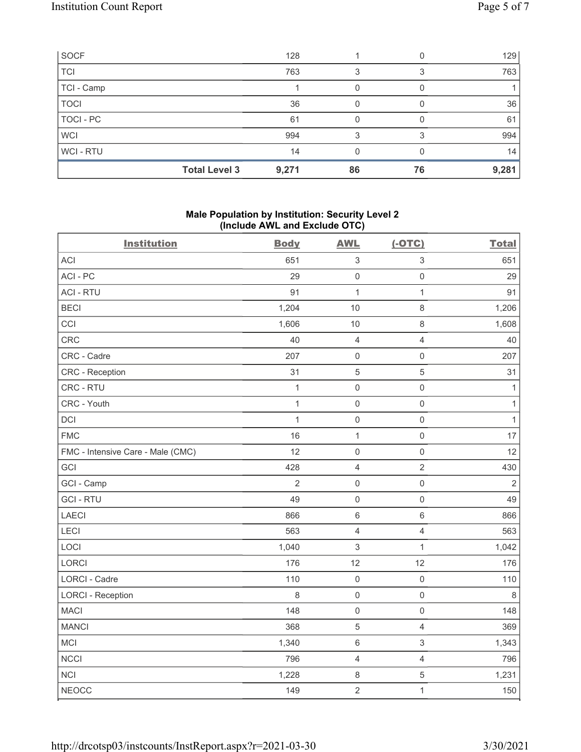| SOCF | 128 | 1 | 0 | 129 |
|---|---|---|---|---|
| TCI | 763 | 3 | 3 | 763 |
| TCI - Camp | 1 | 0 | 0 | 1 |
| TOCI | 36 | 0 | 0 | 36 |
| TOCI - PC | 61 | 0 | 0 | 61 |
| WCI | 994 | 3 | 3 | 994 |
| WCI - RTU | 14 | 0 | 0 | 14 |
| **Total Level 3** | **9,271** | **86** | **76** | **9,281** |

**Male Population by Institution: Security Level 2 (Include AWL and Exclude OTC)**

| Institution | Body | AWL | (-OTC) | Total |
|---|---|---|---|---|
| ACI | 651 | 3 | 3 | 651 |
| ACI - PC | 29 | 0 | 0 | 29 |
| ACI - RTU | 91 | 1 | 1 | 91 |
| BECI | 1,204 | 10 | 8 | 1,206 |
| CCI | 1,606 | 10 | 8 | 1,608 |
| CRC | 40 | 4 | 4 | 40 |
| CRC - Cadre | 207 | 0 | 0 | 207 |
| CRC - Reception | 31 | 5 | 5 | 31 |
| CRC - RTU | 1 | 0 | 0 | 1 |
| CRC - Youth | 1 | 0 | 0 | 1 |
| DCI | 1 | 0 | 0 | 1 |
| FMC | 16 | 1 | 0 | 17 |
| FMC - Intensive Care - Male (CMC) | 12 | 0 | 0 | 12 |
| GCI | 428 | 4 | 2 | 430 |
| GCI - Camp | 2 | 0 | 0 | 2 |
| GCI - RTU | 49 | 0 | 0 | 49 |
| LAECI | 866 | 6 | 6 | 866 |
| LECI | 563 | 4 | 4 | 563 |
| LOCI | 1,040 | 3 | 1 | 1,042 |
| LORCI | 176 | 12 | 12 | 176 |
| LORCI - Cadre | 110 | 0 | 0 | 110 |
| LORCI - Reception | 8 | 0 | 0 | 8 |
| MACI | 148 | 0 | 0 | 148 |
| MANCI | 368 | 5 | 4 | 369 |
| MCI | 1,340 | 6 | 3 | 1,343 |
| NCCI | 796 | 4 | 4 | 796 |
| NCI | 1,228 | 8 | 5 | 1,231 |
| NEOCC | 149 | 2 | 1 | 150 |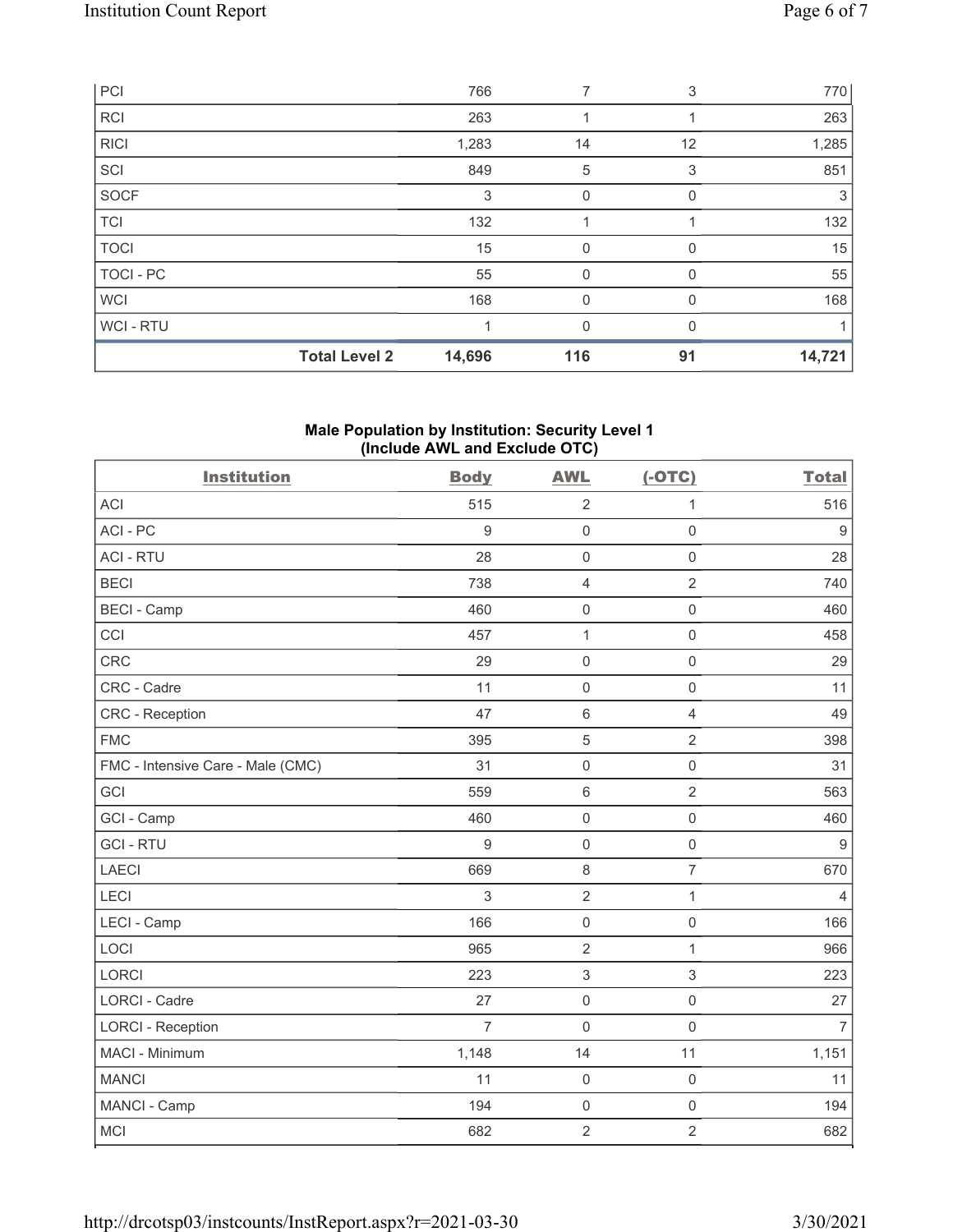| PCI | 766 | 7 | 3 | 770 |
|---|---|---|---|---|
| RCI | 263 | 1 | 1 | 263 |
| RICI | 1,283 | 14 | 12 | 1,285 |
| SCI | 849 | 5 | 3 | 851 |
| SOCF | 3 | 0 | 0 | 3 |
| TCI | 132 | 1 | 1 | 132 |
| TOCI | 15 | 0 | 0 | 15 |
| TOCI - PC | 55 | 0 | 0 | 55 |
| WCI | 168 | 0 | 0 | 168 |
| WCI - RTU | 1 | 0 | 0 | 1 |
| **Total Level 2** | **14,696** | **116** | **91** | **14,721** |

## Male Population by Institution: Security Level 1 (Include AWL and Exclude OTC)

| Institution | Body | AWL | (-OTC) | Total |
|---|---|---|---|---|
| ACI | 515 | 2 | 1 | 516 |
| ACI - PC | 9 | 0 | 0 | 9 |
| ACI - RTU | 28 | 0 | 0 | 28 |
| BECI | 738 | 4 | 2 | 740 |
| BECI - Camp | 460 | 0 | 0 | 460 |
| CCI | 457 | 1 | 0 | 458 |
| CRC | 29 | 0 | 0 | 29 |
| CRC - Cadre | 11 | 0 | 0 | 11 |
| CRC - Reception | 47 | 6 | 4 | 49 |
| FMC | 395 | 5 | 2 | 398 |
| FMC - Intensive Care - Male (CMC) | 31 | 0 | 0 | 31 |
| GCI | 559 | 6 | 2 | 563 |
| GCI - Camp | 460 | 0 | 0 | 460 |
| GCI - RTU | 9 | 0 | 0 | 9 |
| LAECI | 669 | 8 | 7 | 670 |
| LECI | 3 | 2 | 1 | 4 |
| LECI - Camp | 166 | 0 | 0 | 166 |
| LOCI | 965 | 2 | 1 | 966 |
| LORCI | 223 | 3 | 3 | 223 |
| LORCI - Cadre | 27 | 0 | 0 | 27 |
| LORCI - Reception | 7 | 0 | 0 | 7 |
| MACI - Minimum | 1,148 | 14 | 11 | 1,151 |
| MANCI | 11 | 0 | 0 | 11 |
| MANCI - Camp | 194 | 0 | 0 | 194 |
| MCI | 682 | 2 | 2 | 682 |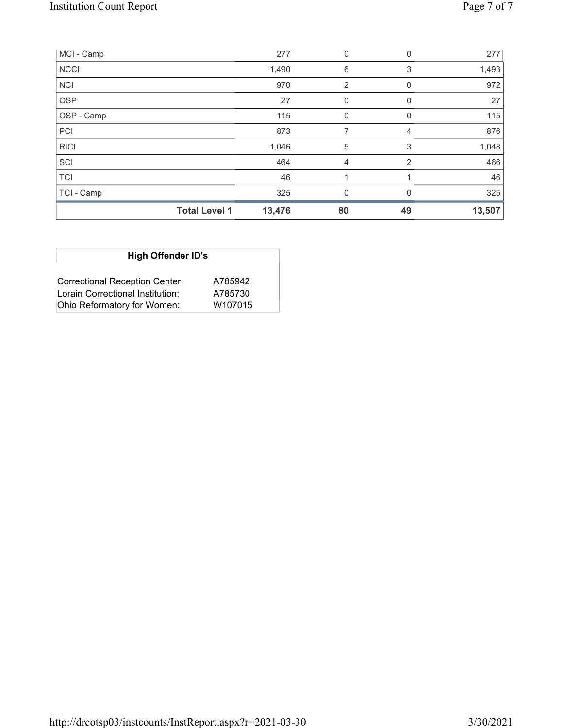| | | | | |
|---|---|---|---|---|
| MCI - Camp | 277 | 0 | 0 | 277 |
| NCCI | 1,490 | 6 | 3 | 1,493 |
| NCI | 970 | 2 | 0 | 972 |
| OSP | 27 | 0 | 0 | 27 |
| OSP - Camp | 115 | 0 | 0 | 115 |
| PCI | 873 | 7 | 4 | 876 |
| RICI | 1,046 | 5 | 3 | 1,048 |
| SCI | 464 | 4 | 2 | 466 |
| TCI | 46 | 1 | 1 | 46 |
| TCI - Camp | 325 | 0 | 0 | 325 |
| **Total Level 1** | **13,476** | **80** | **49** | **13,507** |

| High Offender ID's | |
|---|---|
| Correctional Reception Center: | A785942 |
| Lorain Correctional Institution: | A785730 |
| Ohio Reformatory for Women: | W107015 |